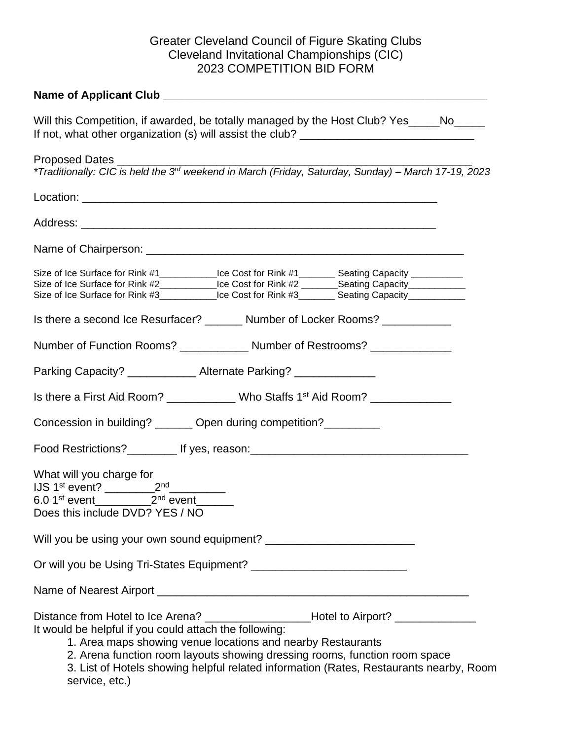# Greater Cleveland Council of Figure Skating Clubs
# Cleveland Invitational Championships (CIC)
# 2023 COMPETITION BID FORM

**Name of Applicant Club** ______________________________________________________

Will this Competition, if awarded, be totally managed by the Host Club? Yes_____No_____
If not, what other organization (s) will assist the club? ___________________________

Proposed Dates ________________________________________________________
*\*Traditionally: CIC is held the 3rd weekend in March (Friday, Saturday, Sunday) – March 17-19, 2023*

Location: _________________________________________________________

Address: _________________________________________________________

Name of Chairperson: ______________________________________________

Size of Ice Surface for Rink #1___________Ice Cost for Rink #1_______ Seating Capacity __________
Size of Ice Surface for Rink #2___________Ice Cost for Rink #2 _______Seating Capacity___________
Size of Ice Surface for Rink #3___________Ice Cost for Rink #3_______ Seating Capacity___________

Is there a second Ice Resurfacer? ______ Number of Locker Rooms? ___________

Number of Function Rooms? ___________ Number of Restrooms? _____________

Parking Capacity? ___________ Alternate Parking? _____________

Is there a First Aid Room? ___________ Who Staffs 1st Aid Room? _____________

Concession in building? ______ Open during competition?_________

Food Restrictions?________ If yes, reason:__________________________________

What will you charge for
IJS 1st event? ________2nd_________
6.0 1st event_________2nd event______
Does this include DVD? YES / NO

Will you be using your own sound equipment? _______________________

Or will you be Using Tri-States Equipment? ________________________

Name of Nearest Airport ____________________________________________________

Distance from Hotel to Ice Arena? _________________Hotel to Airport? _____________
It would be helpful if you could attach the following:

1. Area maps showing venue locations and nearby Restaurants
2. Arena function room layouts showing dressing rooms, function room space
3. List of Hotels showing helpful related information (Rates, Restaurants nearby, Room service, etc.)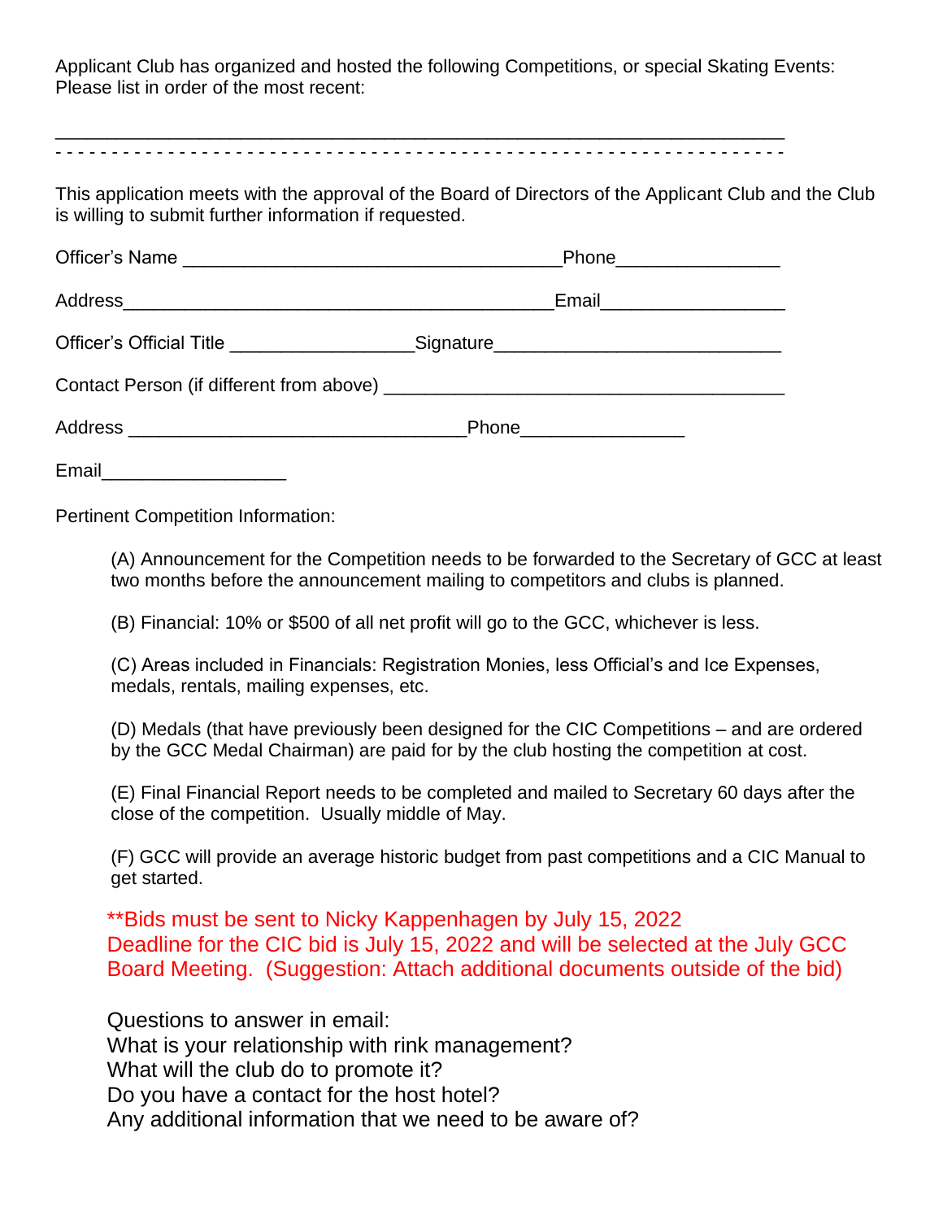Applicant Club has organized and hosted the following Competitions, or special Skating Events:
Please list in order of the most recent:

_________________________________________________________________________
- - - - - - - - - - - - - - - - - - - - - - - - - - - - - - - - - - - - - - - - - - - - - - - - - - - - - - - - - - - - - - - -

This application meets with the approval of the Board of Directors of the Applicant Club and the Club is willing to submit further information if requested.

Officer's Name ______________________________________Phone________________

Address___________________________________________Email__________________

Officer's Official Title __________________Signature____________________________

Contact Person (if different from above) ________________________________________

Address _________________________________Phone________________

Email__________________

Pertinent Competition Information:

(A) Announcement for the Competition needs to be forwarded to the Secretary of GCC at least two months before the announcement mailing to competitors and clubs is planned.

(B) Financial: 10% or $500 of all net profit will go to the GCC, whichever is less.

(C) Areas included in Financials: Registration Monies, less Official's and Ice Expenses, medals, rentals, mailing expenses, etc.

(D) Medals (that have previously been designed for the CIC Competitions – and are ordered by the GCC Medal Chairman) are paid for by the club hosting the competition at cost.

(E) Final Financial Report needs to be completed and mailed to Secretary 60 days after the close of the competition. Usually middle of May.

(F) GCC will provide an average historic budget from past competitions and a CIC Manual to get started.

**Bids must be sent to Nicky Kappenhagen by July 15, 2022
Deadline for the CIC bid is July 15, 2022 and will be selected at the July GCC Board Meeting. (Suggestion: Attach additional documents outside of the bid)

Questions to answer in email:
What is your relationship with rink management?
What will the club do to promote it?
Do you have a contact for the host hotel?
Any additional information that we need to be aware of?